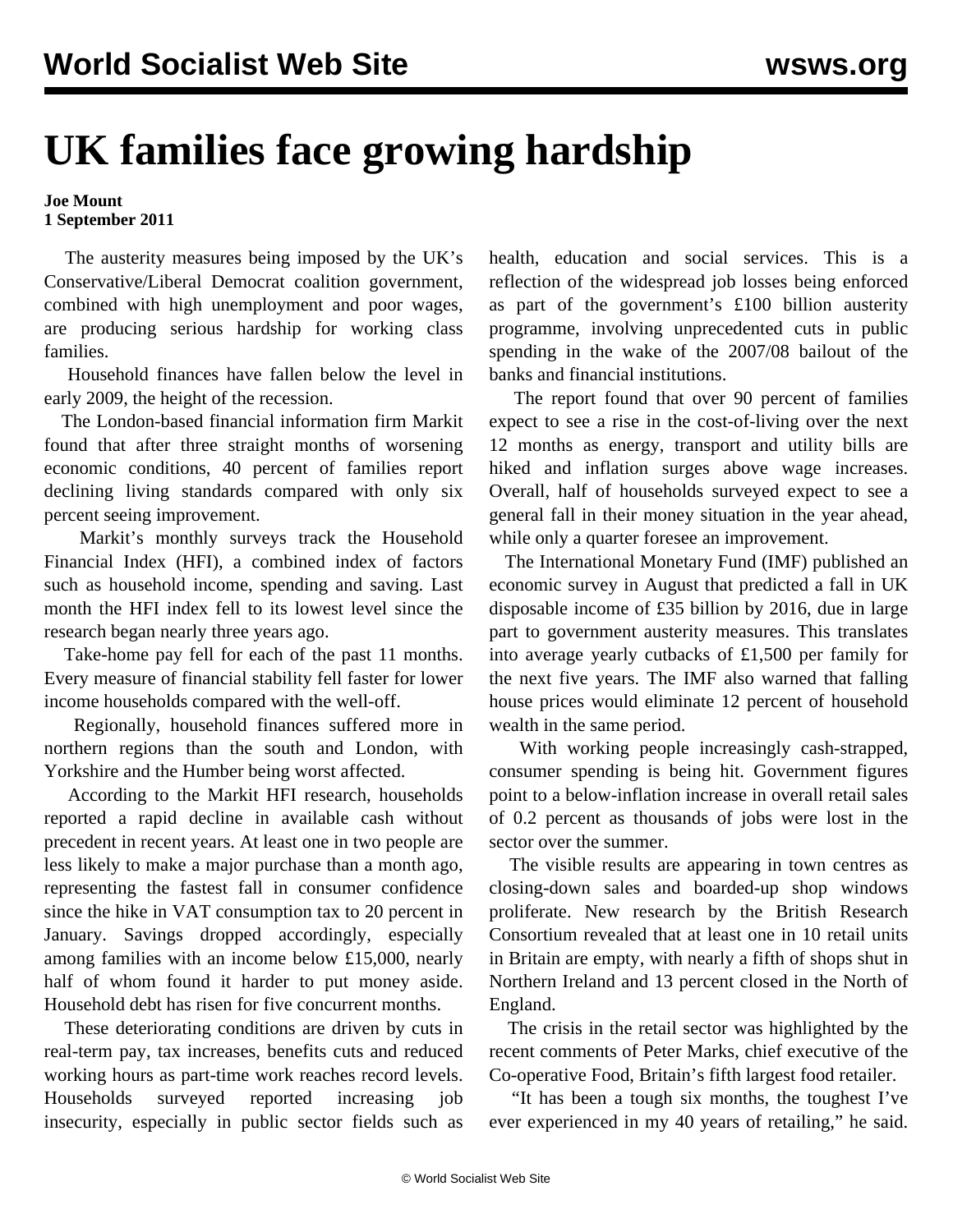# UK families face growing hardship

**Joe Mount**
**1 September 2011**

The austerity measures being imposed by the UK's Conservative/Liberal Democrat coalition government, combined with high unemployment and poor wages, are producing serious hardship for working class families.

Household finances have fallen below the level in early 2009, the height of the recession.

The London-based financial information firm Markit found that after three straight months of worsening economic conditions, 40 percent of families report declining living standards compared with only six percent seeing improvement.

Markit's monthly surveys track the Household Financial Index (HFI), a combined index of factors such as household income, spending and saving. Last month the HFI index fell to its lowest level since the research began nearly three years ago.

Take-home pay fell for each of the past 11 months. Every measure of financial stability fell faster for lower income households compared with the well-off.

Regionally, household finances suffered more in northern regions than the south and London, with Yorkshire and the Humber being worst affected.

According to the Markit HFI research, households reported a rapid decline in available cash without precedent in recent years. At least one in two people are less likely to make a major purchase than a month ago, representing the fastest fall in consumer confidence since the hike in VAT consumption tax to 20 percent in January. Savings dropped accordingly, especially among families with an income below £15,000, nearly half of whom found it harder to put money aside. Household debt has risen for five concurrent months.

These deteriorating conditions are driven by cuts in real-term pay, tax increases, benefits cuts and reduced working hours as part-time work reaches record levels. Households surveyed reported increasing job insecurity, especially in public sector fields such as health, education and social services. This is a reflection of the widespread job losses being enforced as part of the government's £100 billion austerity programme, involving unprecedented cuts in public spending in the wake of the 2007/08 bailout of the banks and financial institutions.

The report found that over 90 percent of families expect to see a rise in the cost-of-living over the next 12 months as energy, transport and utility bills are hiked and inflation surges above wage increases. Overall, half of households surveyed expect to see a general fall in their money situation in the year ahead, while only a quarter foresee an improvement.

The International Monetary Fund (IMF) published an economic survey in August that predicted a fall in UK disposable income of £35 billion by 2016, due in large part to government austerity measures. This translates into average yearly cutbacks of £1,500 per family for the next five years. The IMF also warned that falling house prices would eliminate 12 percent of household wealth in the same period.

With working people increasingly cash-strapped, consumer spending is being hit. Government figures point to a below-inflation increase in overall retail sales of 0.2 percent as thousands of jobs were lost in the sector over the summer.

The visible results are appearing in town centres as closing-down sales and boarded-up shop windows proliferate. New research by the British Research Consortium revealed that at least one in 10 retail units in Britain are empty, with nearly a fifth of shops shut in Northern Ireland and 13 percent closed in the North of England.

The crisis in the retail sector was highlighted by the recent comments of Peter Marks, chief executive of the Co-operative Food, Britain's fifth largest food retailer.

"It has been a tough six months, the toughest I've ever experienced in my 40 years of retailing," he said.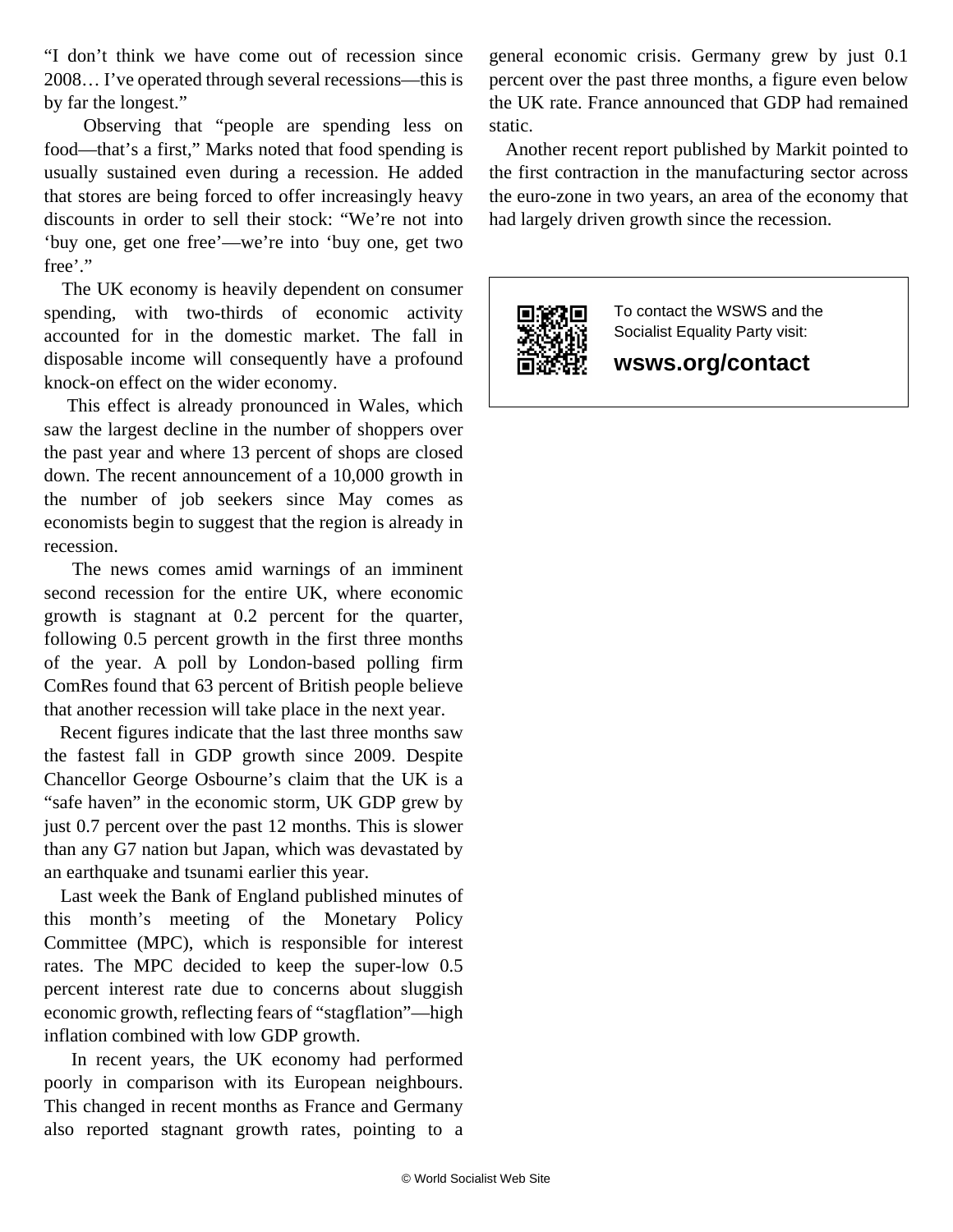"I don't think we have come out of recession since 2008… I've operated through several recessions—this is by far the longest."

Observing that "people are spending less on food—that's a first," Marks noted that food spending is usually sustained even during a recession. He added that stores are being forced to offer increasingly heavy discounts in order to sell their stock: "We're not into 'buy one, get one free'—we're into 'buy one, get two free'."

The UK economy is heavily dependent on consumer spending, with two-thirds of economic activity accounted for in the domestic market. The fall in disposable income will consequently have a profound knock-on effect on the wider economy.

This effect is already pronounced in Wales, which saw the largest decline in the number of shoppers over the past year and where 13 percent of shops are closed down. The recent announcement of a 10,000 growth in the number of job seekers since May comes as economists begin to suggest that the region is already in recession.

The news comes amid warnings of an imminent second recession for the entire UK, where economic growth is stagnant at 0.2 percent for the quarter, following 0.5 percent growth in the first three months of the year. A poll by London-based polling firm ComRes found that 63 percent of British people believe that another recession will take place in the next year.

Recent figures indicate that the last three months saw the fastest fall in GDP growth since 2009. Despite Chancellor George Osbourne's claim that the UK is a "safe haven" in the economic storm, UK GDP grew by just 0.7 percent over the past 12 months. This is slower than any G7 nation but Japan, which was devastated by an earthquake and tsunami earlier this year.

Last week the Bank of England published minutes of this month's meeting of the Monetary Policy Committee (MPC), which is responsible for interest rates. The MPC decided to keep the super-low 0.5 percent interest rate due to concerns about sluggish economic growth, reflecting fears of "stagflation"—high inflation combined with low GDP growth.

In recent years, the UK economy had performed poorly in comparison with its European neighbours. This changed in recent months as France and Germany also reported stagnant growth rates, pointing to a general economic crisis. Germany grew by just 0.1 percent over the past three months, a figure even below the UK rate. France announced that GDP had remained static.

Another recent report published by Markit pointed to the first contraction in the manufacturing sector across the euro-zone in two years, an area of the economy that had largely driven growth since the recession.

To contact the WSWS and the Socialist Equality Party visit:

**wsws.org/contact**